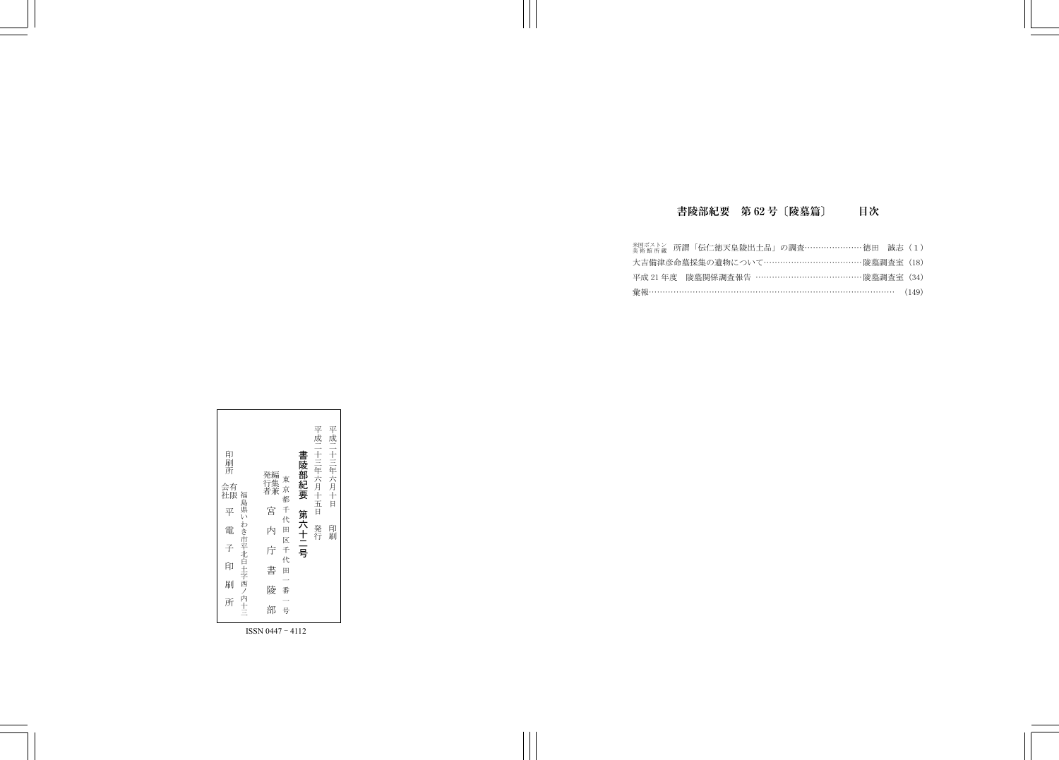## 書陵部紀要　第 62 号〔陵墓篇〕　　目次

米国ボストン美術館所蔵　所謂「伝仁徳天皇陵出土品」の調査…………………徳田　誠志（1）

大吉備津彦命墓採集の遺物について………………………………陵墓調査室（18）

平成 21 年度　陵墓関係調査報告 …………………………………陵墓調査室（34）

彙報…………………………………………………………………………………（149）

---

平成二十三年六月十日　印刷

平成二十三年六月十五日　発行

**書陵部紀要　第六十二号**

東京都千代田区千代田一番一号

編集兼発行者　宮　内　庁　書　陵　部

福島県いわき市平北白土字西ノ内十三

印刷所　有限会社　平　電　子　印　刷　所

ISSN 0447－4112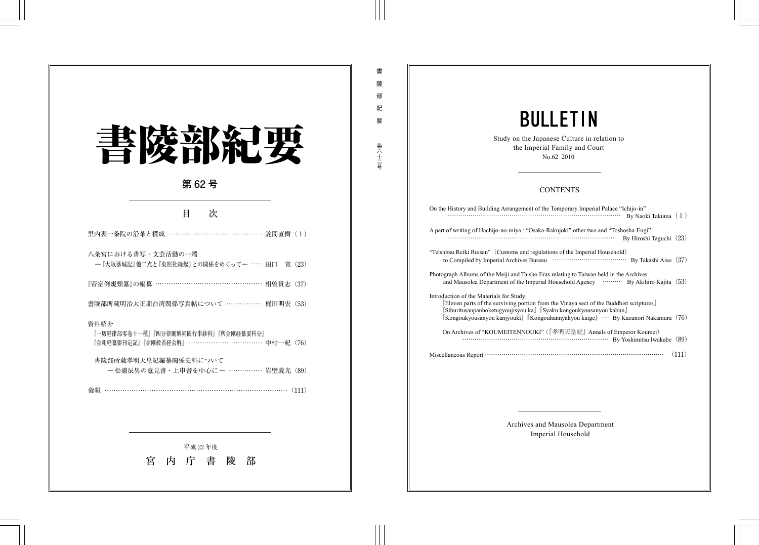# 書陵部紀要

## 第 62 号

### 目　次

里内裏一条院の沿革と構成 ……………………………………… 詫間直樹（1）

八条宮における書写・文芸活動の一端
　―『大坂落城記』他二点と『東照社縁起』との関係をめぐって― …… 田口　寛（23）

『帝室例規類纂』の編纂 …………………………………………… 相曽貴志（37）

書陵部所蔵明治大正期台湾関係写真帖について …………… 梶田明宏（53）

資料紹介
　『一切経律部零巻十一種』『四分律刪繁補闕行事鈔科』『釈金剛経纂要科分』
　『金剛経纂要刊定記』『金剛般若経会解』 …………………………… 中村一紀（76）

　書陵部所蔵孝明天皇紀編纂関係史料について
　　―松浦辰男の意見書・上申書を中心に― …………… 岩壁義光（89）

彙報 ………………………………………………………………………（111）

平成 22 年度
宮　内　庁　書　陵　部

書陵部紀要　第六十二号

# BULLETIN

Study on the Japanese Culture in relation to the Imperial Family and Court
No.62 2010

## CONTENTS

On the History and Building Arrangement of the Temporary Imperial Palace "Ichijo-in" ……… By Naoki Takuma（1）

A part of writing of Hachijo-no-miya : "Osaka-Rakujoki" other two and "Toshosha-Engi" ……… By Hiroshi Taguchi（23）

"Teishitsu Reiki Ruisan"（Customs and regulations of the Imperial Household）to Compiled by Imperial Archives Bureau ……… By Takashi Aiso（37）

Photograph Albums of the Meiji and Taisho Eras relating to Taiwan held in the Archives and Mausolea Department of the Imperial Household Agency ……… By Akihiro Kajita（53）

Introduction of the Materials for Study
　『Eleven parts of the surviving portion from the Vinaya sect of the Buddhist scriptures』『Siburitusanpanhoketugyoujisyou ka』『Syaku kongoukyousanyou kabun』『Kongoukyousanyou kanjyouki』『Kongouhannyakyou kaige』 …… By Kazunori Nakamura（76）

　On Archives of "KOUMEITENNOUKI"（『孝明天皇紀』Annals of Emperor Koumei）……… By Yoshimitsu Iwakabe（89）

Miscellaneous Report ………………………………………（111）

Archives and Mausolea Department
Imperial Household